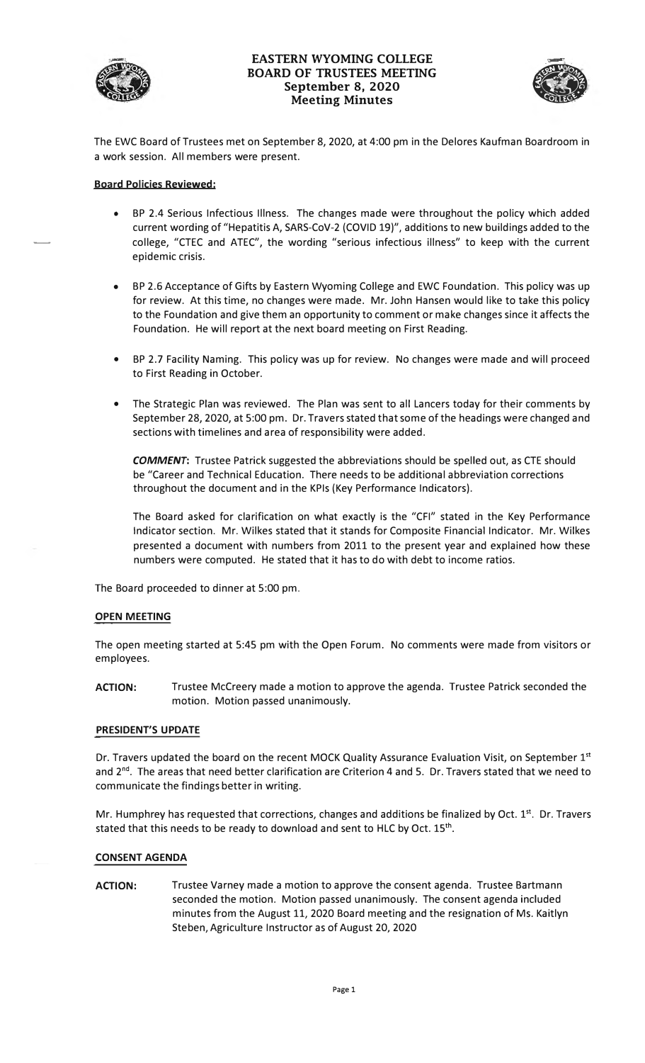# EASTERN WYOMING COLLEGE
# BOARD OF TRUSTEES MEETING
## September 8, 2020
## Meeting Minutes

The EWC Board of Trustees met on September 8, 2020, at 4:00 pm in the Delores Kaufman Boardroom in a work session. All members were present.

**Board Policies Reviewed:**

- BP 2.4 Serious Infectious Illness. The changes made were throughout the policy which added current wording of "Hepatitis A, SARS-CoV-2 (COVID 19)", additions to new buildings added to the college, "CTEC and ATEC", the wording "serious infectious illness" to keep with the current epidemic crisis.

- BP 2.6 Acceptance of Gifts by Eastern Wyoming College and EWC Foundation. This policy was up for review. At this time, no changes were made. Mr. John Hansen would like to take this policy to the Foundation and give them an opportunity to comment or make changes since it affects the Foundation. He will report at the next board meeting on First Reading.

- BP 2.7 Facility Naming. This policy was up for review. No changes were made and will proceed to First Reading in October.

- The Strategic Plan was reviewed. The Plan was sent to all Lancers today for their comments by September 28, 2020, at 5:00 pm. Dr. Travers stated that some of the headings were changed and sections with timelines and area of responsibility were added.

  ***COMMENT*:** Trustee Patrick suggested the abbreviations should be spelled out, as CTE should be "Career and Technical Education. There needs to be additional abbreviation corrections throughout the document and in the KPIs (Key Performance Indicators).

  The Board asked for clarification on what exactly is the "CFI" stated in the Key Performance Indicator section. Mr. Wilkes stated that it stands for Composite Financial Indicator. Mr. Wilkes presented a document with numbers from 2011 to the present year and explained how these numbers were computed. He stated that it has to do with debt to income ratios.

The Board proceeded to dinner at 5:00 pm.

**OPEN MEETING**

The open meeting started at 5:45 pm with the Open Forum. No comments were made from visitors or employees.

**ACTION:** Trustee McCreery made a motion to approve the agenda. Trustee Patrick seconded the motion. Motion passed unanimously.

**PRESIDENT'S UPDATE**

Dr. Travers updated the board on the recent MOCK Quality Assurance Evaluation Visit, on September 1st and 2nd. The areas that need better clarification are Criterion 4 and 5. Dr. Travers stated that we need to communicate the findings better in writing.

Mr. Humphrey has requested that corrections, changes and additions be finalized by Oct. 1st. Dr. Travers stated that this needs to be ready to download and sent to HLC by Oct. 15th.

**CONSENT AGENDA**

**ACTION:** Trustee Varney made a motion to approve the consent agenda. Trustee Bartmann seconded the motion. Motion passed unanimously. The consent agenda included minutes from the August 11, 2020 Board meeting and the resignation of Ms. Kaitlyn Steben, Agriculture Instructor as of August 20, 2020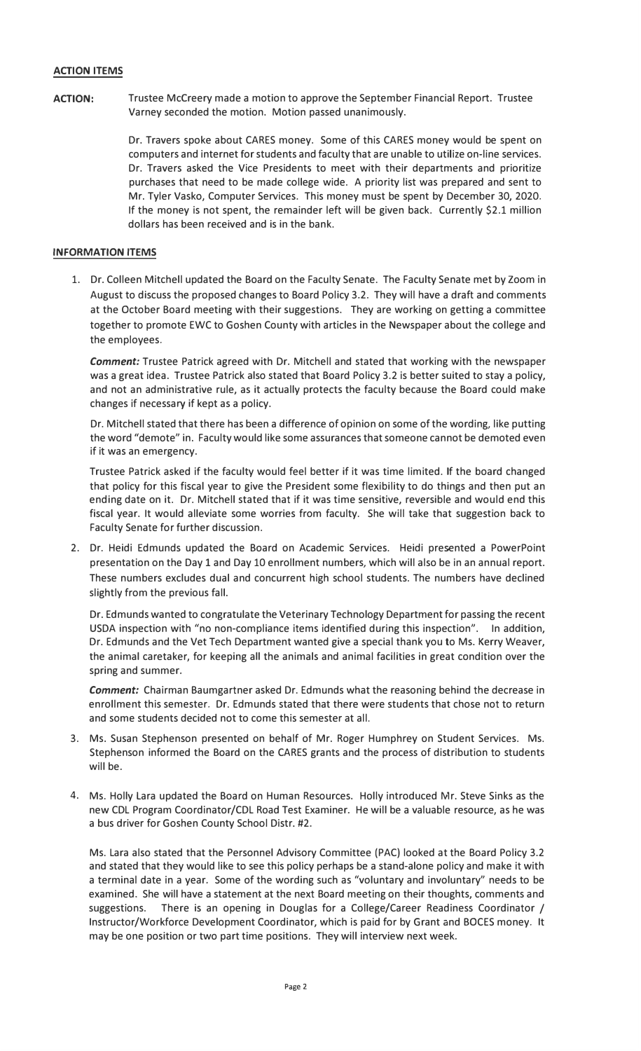**ACTION ITEMS**

**ACTION:** Trustee McCreery made a motion to approve the September Financial Report. Trustee Varney seconded the motion. Motion passed unanimously.

Dr. Travers spoke about CARES money. Some of this CARES money would be spent on computers and internet for students and faculty that are unable to utilize on-line services. Dr. Travers asked the Vice Presidents to meet with their departments and prioritize purchases that need to be made college wide. A priority list was prepared and sent to Mr. Tyler Vasko, Computer Services. This money must be spent by December 30, 2020. If the money is not spent, the remainder left will be given back. Currently $2.1 million dollars has been received and is in the bank.

**INFORMATION ITEMS**

1. Dr. Colleen Mitchell updated the Board on the Faculty Senate. The Faculty Senate met by Zoom in August to discuss the proposed changes to Board Policy 3.2. They will have a draft and comments at the October Board meeting with their suggestions. They are working on getting a committee together to promote EWC to Goshen County with articles in the Newspaper about the college and the employees.

   ***Comment:*** Trustee Patrick agreed with Dr. Mitchell and stated that working with the newspaper was a great idea. Trustee Patrick also stated that Board Policy 3.2 is better suited to stay a policy, and not an administrative rule, as it actually protects the faculty because the Board could make changes if necessary if kept as a policy.

   Dr. Mitchell stated that there has been a difference of opinion on some of the wording, like putting the word "demote" in. Faculty would like some assurances that someone cannot be demoted even if it was an emergency.

   Trustee Patrick asked if the faculty would feel better if it was time limited. If the board changed that policy for this fiscal year to give the President some flexibility to do things and then put an ending date on it. Dr. Mitchell stated that if it was time sensitive, reversible and would end this fiscal year. It would alleviate some worries from faculty. She will take that suggestion back to Faculty Senate for further discussion.

2. Dr. Heidi Edmunds updated the Board on Academic Services. Heidi presented a PowerPoint presentation on the Day 1 and Day 10 enrollment numbers, which will also be in an annual report. These numbers excludes dual and concurrent high school students. The numbers have declined slightly from the previous fall.

   Dr. Edmunds wanted to congratulate the Veterinary Technology Department for passing the recent USDA inspection with "no non-compliance items identified during this inspection". In addition, Dr. Edmunds and the Vet Tech Department wanted give a special thank you to Ms. Kerry Weaver, the animal caretaker, for keeping all the animals and animal facilities in great condition over the spring and summer.

   ***Comment:*** Chairman Baumgartner asked Dr. Edmunds what the reasoning behind the decrease in enrollment this semester. Dr. Edmunds stated that there were students that chose not to return and some students decided not to come this semester at all.

3. Ms. Susan Stephenson presented on behalf of Mr. Roger Humphrey on Student Services. Ms. Stephenson informed the Board on the CARES grants and the process of distribution to students will be.

4. Ms. Holly Lara updated the Board on Human Resources. Holly introduced Mr. Steve Sinks as the new CDL Program Coordinator/CDL Road Test Examiner. He will be a valuable resource, as he was a bus driver for Goshen County School Distr. #2.

   Ms. Lara also stated that the Personnel Advisory Committee (PAC) looked at the Board Policy 3.2 and stated that they would like to see this policy perhaps be a stand-alone policy and make it with a terminal date in a year. Some of the wording such as "voluntary and involuntary" needs to be examined. She will have a statement at the next Board meeting on their thoughts, comments and suggestions. There is an opening in Douglas for a College/Career Readiness Coordinator / Instructor/Workforce Development Coordinator, which is paid for by Grant and BOCES money. It may be one position or two part time positions. They will interview next week.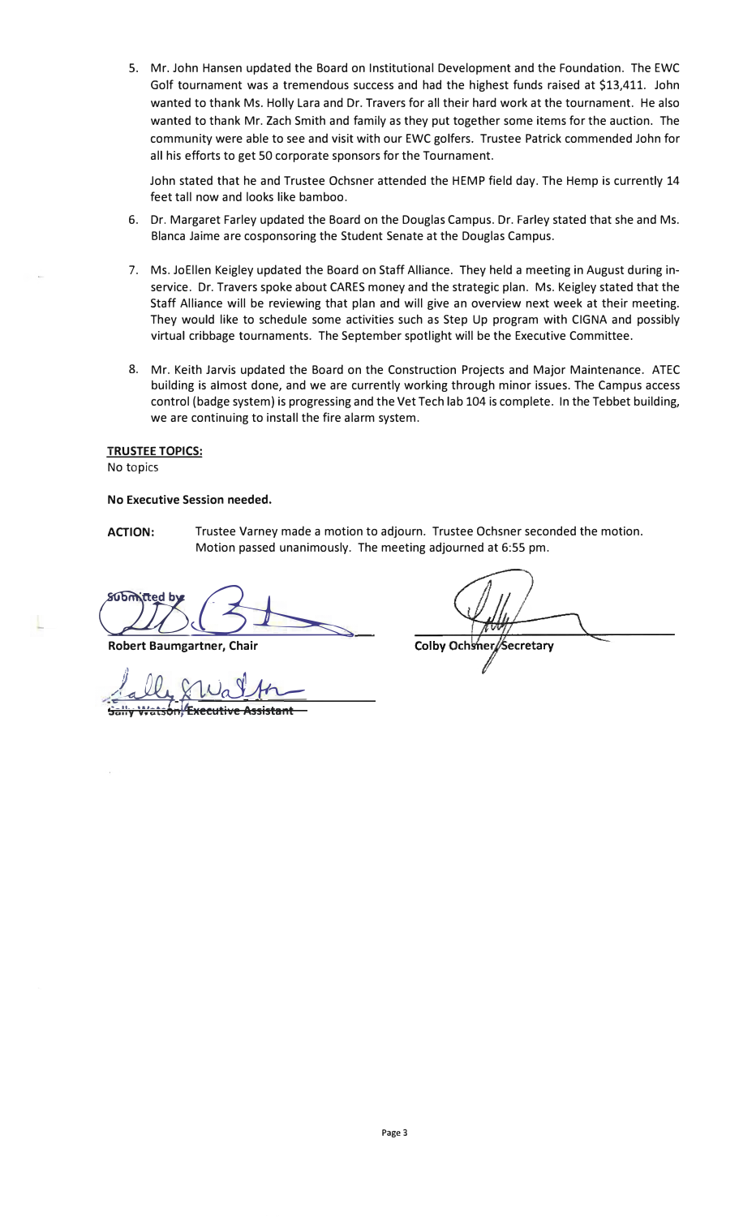5. Mr. John Hansen updated the Board on Institutional Development and the Foundation. The EWC Golf tournament was a tremendous success and had the highest funds raised at $13,411. John wanted to thank Ms. Holly Lara and Dr. Travers for all their hard work at the tournament. He also wanted to thank Mr. Zach Smith and family as they put together some items for the auction. The community were able to see and visit with our EWC golfers. Trustee Patrick commended John for all his efforts to get 50 corporate sponsors for the Tournament.

   John stated that he and Trustee Ochsner attended the HEMP field day. The Hemp is currently 14 feet tall now and looks like bamboo.

6. Dr. Margaret Farley updated the Board on the Douglas Campus. Dr. Farley stated that she and Ms. Blanca Jaime are cosponsoring the Student Senate at the Douglas Campus.

7. Ms. JoEllen Keigley updated the Board on Staff Alliance. They held a meeting in August during in-service. Dr. Travers spoke about CARES money and the strategic plan. Ms. Keigley stated that the Staff Alliance will be reviewing that plan and will give an overview next week at their meeting. They would like to schedule some activities such as Step Up program with CIGNA and possibly virtual cribbage tournaments. The September spotlight will be the Executive Committee.

8. Mr. Keith Jarvis updated the Board on the Construction Projects and Major Maintenance. ATEC building is almost done, and we are currently working through minor issues. The Campus access control (badge system) is progressing and the Vet Tech lab 104 is complete. In the Tebbet building, we are continuing to install the fire alarm system.

**TRUSTEE TOPICS:**

No topics

**No Executive Session needed.**

**ACTION:** Trustee Varney made a motion to adjourn. Trustee Ochsner seconded the motion. Motion passed unanimously. The meeting adjourned at 6:55 pm.

Submitted by

**Robert Baumgartner, Chair**

**Colby Ochsner, Secretary**

**Sally Watson, Executive Assistant**